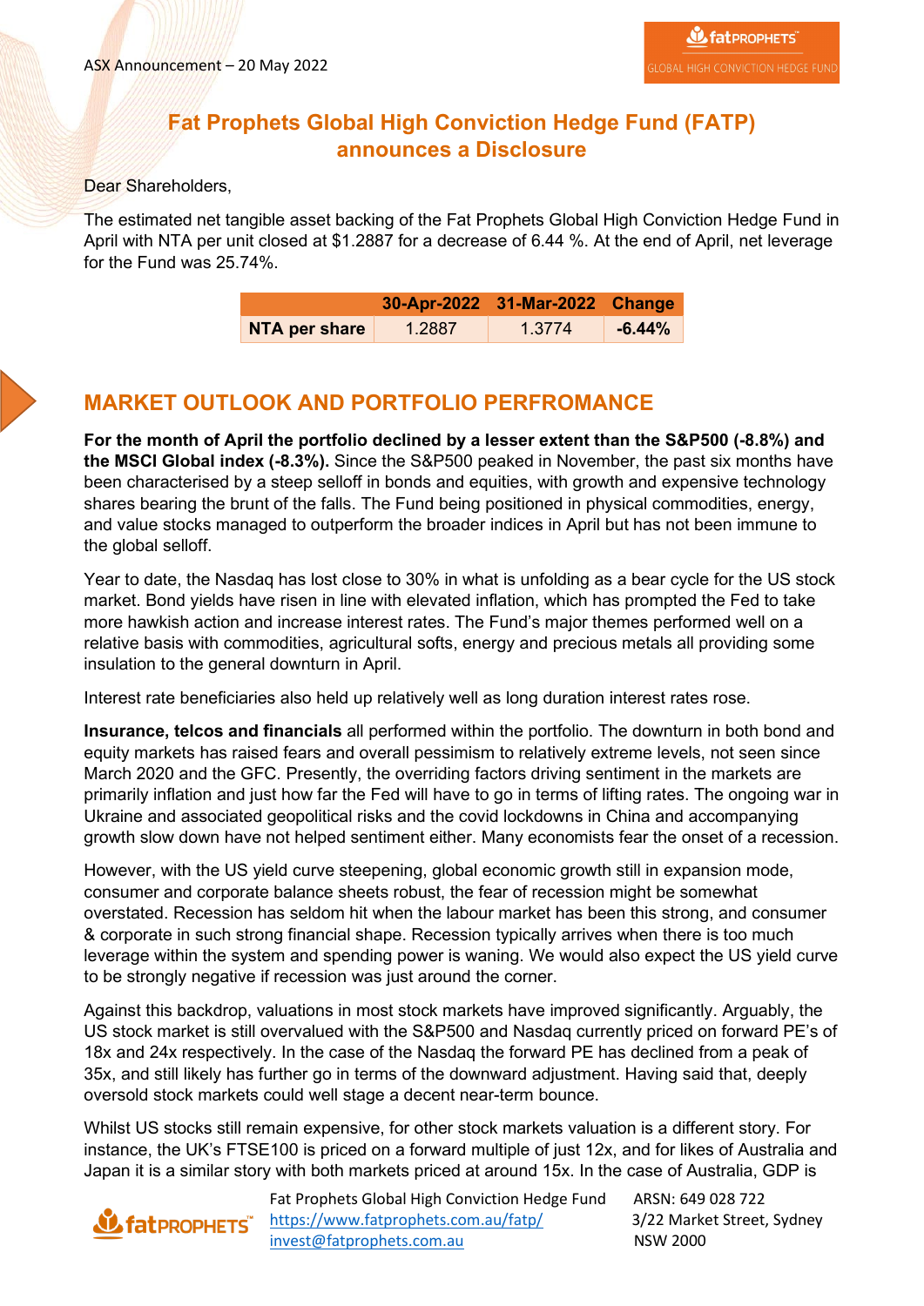ASX Announcement – 20 May 2022

# Fat Prophets Global High Conviction Hedge Fund (FATP) announces a Disclosure

Dear Shareholders,

The estimated net tangible asset backing of the Fat Prophets Global High Conviction Hedge Fund in April with NTA per unit closed at $1.2887 for a decrease of 6.44 %. At the end of April, net leverage for the Fund was 25.74%.

| | 30-Apr-2022 | 31-Mar-2022 | Change |
|---|---|---|---|
| **NTA per share** | 1.2887 | 1.3774 | **-6.44%** |

## MARKET OUTLOOK AND PORTFOLIO PERFROMANCE

**For the month of April the portfolio declined by a lesser extent than the S&P500 (-8.8%) and the MSCI Global index (-8.3%).** Since the S&P500 peaked in November, the past six months have been characterised by a steep selloff in bonds and equities, with growth and expensive technology shares bearing the brunt of the falls. The Fund being positioned in physical commodities, energy, and value stocks managed to outperform the broader indices in April but has not been immune to the global selloff.

Year to date, the Nasdaq has lost close to 30% in what is unfolding as a bear cycle for the US stock market. Bond yields have risen in line with elevated inflation, which has prompted the Fed to take more hawkish action and increase interest rates. The Fund's major themes performed well on a relative basis with commodities, agricultural softs, energy and precious metals all providing some insulation to the general downturn in April.

Interest rate beneficiaries also held up relatively well as long duration interest rates rose.

**Insurance, telcos and financials** all performed within the portfolio. The downturn in both bond and equity markets has raised fears and overall pessimism to relatively extreme levels, not seen since March 2020 and the GFC. Presently, the overriding factors driving sentiment in the markets are primarily inflation and just how far the Fed will have to go in terms of lifting rates. The ongoing war in Ukraine and associated geopolitical risks and the covid lockdowns in China and accompanying growth slow down have not helped sentiment either. Many economists fear the onset of a recession.

However, with the US yield curve steepening, global economic growth still in expansion mode, consumer and corporate balance sheets robust, the fear of recession might be somewhat overstated. Recession has seldom hit when the labour market has been this strong, and consumer & corporate in such strong financial shape. Recession typically arrives when there is too much leverage within the system and spending power is waning. We would also expect the US yield curve to be strongly negative if recession was just around the corner.

Against this backdrop, valuations in most stock markets have improved significantly. Arguably, the US stock market is still overvalued with the S&P500 and Nasdaq currently priced on forward PE's of 18x and 24x respectively. In the case of the Nasdaq the forward PE has declined from a peak of 35x, and still likely has further go in terms of the downward adjustment. Having said that, deeply oversold stock markets could well stage a decent near-term bounce.

Whilst US stocks still remain expensive, for other stock markets valuation is a different story. For instance, the UK's FTSE100 is priced on a forward multiple of just 12x, and for likes of Australia and Japan it is a similar story with both markets priced at around 15x. In the case of Australia, GDP is

Fat Prophets Global High Conviction Hedge Fund
https://www.fatprophets.com.au/fatp/
invest@fatprophets.com.au

ARSN: 649 028 722
3/22 Market Street, Sydney
NSW 2000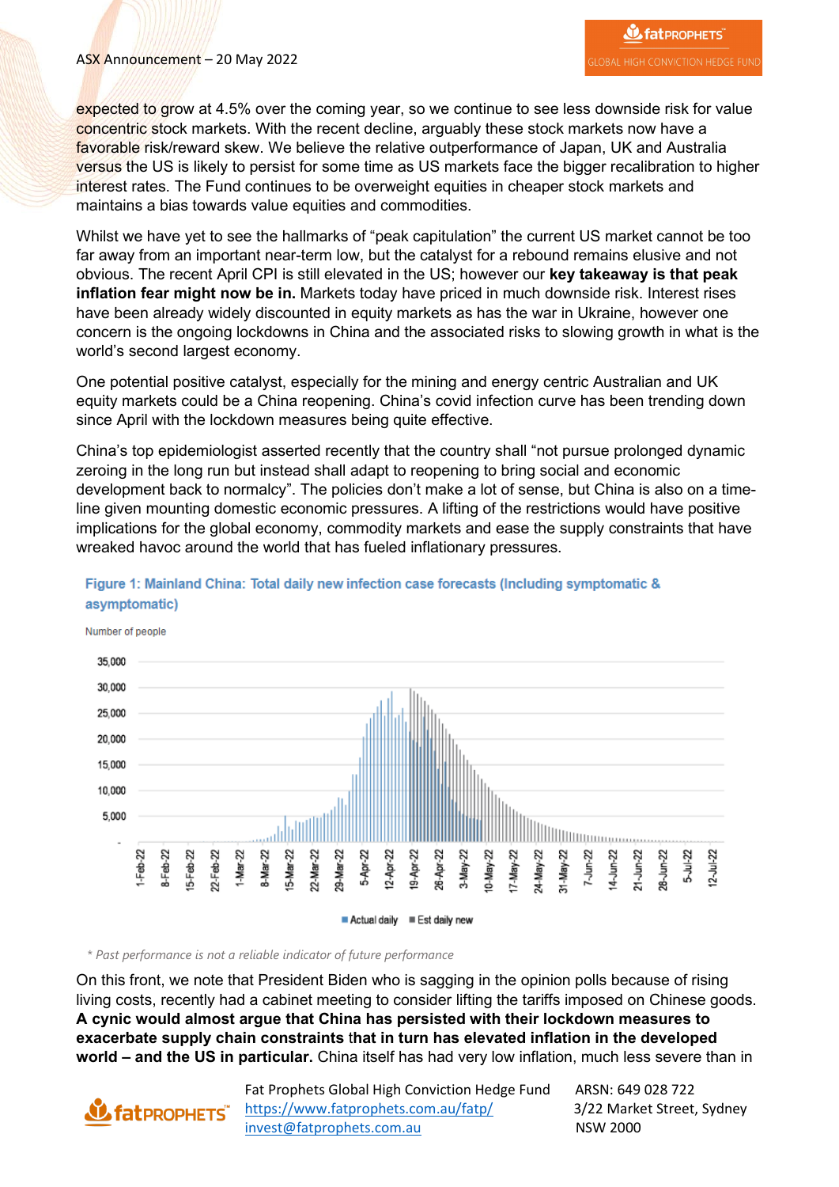expected to grow at 4.5% over the coming year, so we continue to see less downside risk for value concentric stock markets. With the recent decline, arguably these stock markets now have a favorable risk/reward skew. We believe the relative outperformance of Japan, UK and Australia versus the US is likely to persist for some time as US markets face the bigger recalibration to higher interest rates. The Fund continues to be overweight equities in cheaper stock markets and maintains a bias towards value equities and commodities.

Whilst we have yet to see the hallmarks of "peak capitulation" the current US market cannot be too far away from an important near-term low, but the catalyst for a rebound remains elusive and not obvious. The recent April CPI is still elevated in the US; however our **key takeaway is that peak inflation fear might now be in.** Markets today have priced in much downside risk. Interest rises have been already widely discounted in equity markets as has the war in Ukraine, however one concern is the ongoing lockdowns in China and the associated risks to slowing growth in what is the world's second largest economy.

One potential positive catalyst, especially for the mining and energy centric Australian and UK equity markets could be a China reopening. China's covid infection curve has been trending down since April with the lockdown measures being quite effective.

China's top epidemiologist asserted recently that the country shall "not pursue prolonged dynamic zeroing in the long run but instead shall adapt to reopening to bring social and economic development back to normalcy". The policies don't make a lot of sense, but China is also on a time-line given mounting domestic economic pressures. A lifting of the restrictions would have positive implications for the global economy, commodity markets and ease the supply constraints that have wreaked havoc around the world that has fueled inflationary pressures.

**Figure 1: Mainland China: Total daily new infection case forecasts (Including symptomatic & asymptomatic)**

*\* Past performance is not a reliable indicator of future performance*

On this front, we note that President Biden who is sagging in the opinion polls because of rising living costs, recently had a cabinet meeting to consider lifting the tariffs imposed on Chinese goods. **A cynic would almost argue that China has persisted with their lockdown measures to exacerbate supply chain constraints** that in turn **has elevated inflation in the developed world – and the US in particular.** China itself has had very low inflation, much less severe than in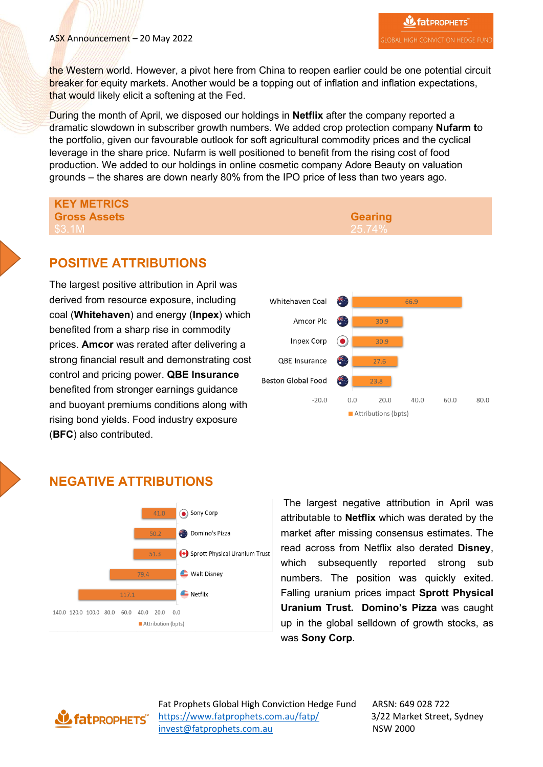the Western world. However, a pivot here from China to reopen earlier could be one potential circuit breaker for equity markets. Another would be a topping out of inflation and inflation expectations, that would likely elicit a softening at the Fed.

During the month of April, we disposed our holdings in **Netflix** after the company reported a dramatic slowdown in subscriber growth numbers. We added crop protection company **Nufarm t**o the portfolio, given our favourable outlook for soft agricultural commodity prices and the cyclical leverage in the share price. Nufarm is well positioned to benefit from the rising cost of food production. We added to our holdings in online cosmetic company Adore Beauty on valuation grounds – the shares are down nearly 80% from the IPO price of less than two years ago.

| KEY METRICS | |
|---|---|
| **Gross Assets** | **Gearing** |
| $3.1M | 25.74% |

## POSITIVE ATTRIBUTIONS

The largest positive attribution in April was derived from resource exposure, including coal (**Whitehaven**) and energy (**Inpex**) which benefited from a sharp rise in commodity prices. **Amcor** was rerated after delivering a strong financial result and demonstrating cost control and pricing power. **QBE Insurance** benefited from stronger earnings guidance and buoyant premiums conditions along with rising bond yields. Food industry exposure (**BFC**) also contributed.

| Company | Attributions (bpts) |
|---|---|
| Whitehaven Coal | 66.9 |
| Amcor Plc | 30.9 |
| Inpex Corp | 30.9 |
| QBE Insurance | 27.6 |
| Beston Global Food | 23.8 |

## NEGATIVE ATTRIBUTIONS

| Company | Attribution (bpts) |
|---|---|
| Sony Corp | 41.0 |
| Domino's Pizza | 50.2 |
| Sprott Physical Uranium Trust | 51.3 |
| Walt Disney | 79.4 |
| Netflix | 117.1 |

The largest negative attribution in April was attributable to **Netflix** which was derated by the market after missing consensus estimates. The read across from Netflix also derated **Disney**, which subsequently reported strong sub numbers. The position was quickly exited. Falling uranium prices impact **Sprott Physical Uranium Trust.** **Domino's Pizza** was caught up in the global selldown of growth stocks, as was **Sony Corp**.

Fat Prophets Global High Conviction Hedge Fund
https://www.fatprophets.com.au/fatp/
invest@fatprophets.com.au

ARSN: 649 028 722
3/22 Market Street, Sydney
NSW 2000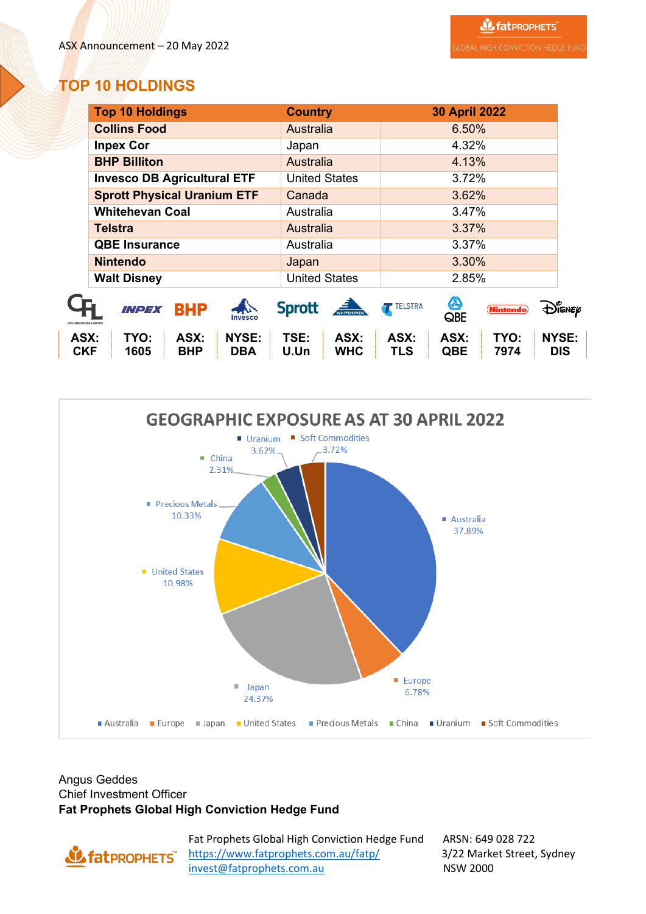## TOP 10 HOLDINGS

| Top 10 Holdings | Country | 30 April 2022 |
|---|---|---|
| **Collins Food** | Australia | 6.50% |
| **Inpex Cor** | Japan | 4.32% |
| **BHP Billiton** | Australia | 4.13% |
| **Invesco DB Agricultural ETF** | United States | 3.72% |
| **Sprott Physical Uranium ETF** | Canada | 3.62% |
| **Whitehevan Coal** | Australia | 3.47% |
| **Telstra** | Australia | 3.37% |
| **QBE Insurance** | Australia | 3.37% |
| **Nintendo** | Japan | 3.30% |
| **Walt Disney** | United States | 2.85% |

| ASX: CKF | TYO: 1605 | ASX: BHP | NYSE: DBA | TSE: U.Un | ASX: WHC | ASX: TLS | ASX: QBE | TYO: 7974 | NYSE: DIS |
|---|---|---|---|---|---|---|---|---|---|

### GEOGRAPHIC EXPOSURE AS AT 30 APRIL 2022

| Region | Exposure |
|---|---|
| Australia | 37.89% |
| Europe | 6.78% |
| Japan | 24.37% |
| United States | 10.98% |
| Precious Metals | 10.33% |
| China | 2.31% |
| Uranium | 3.62% |
| Soft Commodities | 3.72% |

Angus Geddes
Chief Investment Officer
**Fat Prophets Global High Conviction Hedge Fund**

Fat Prophets Global High Conviction Hedge Fund
https://www.fatprophets.com.au/fatp/
invest@fatprophets.com.au

ARSN: 649 028 722
3/22 Market Street, Sydney
NSW 2000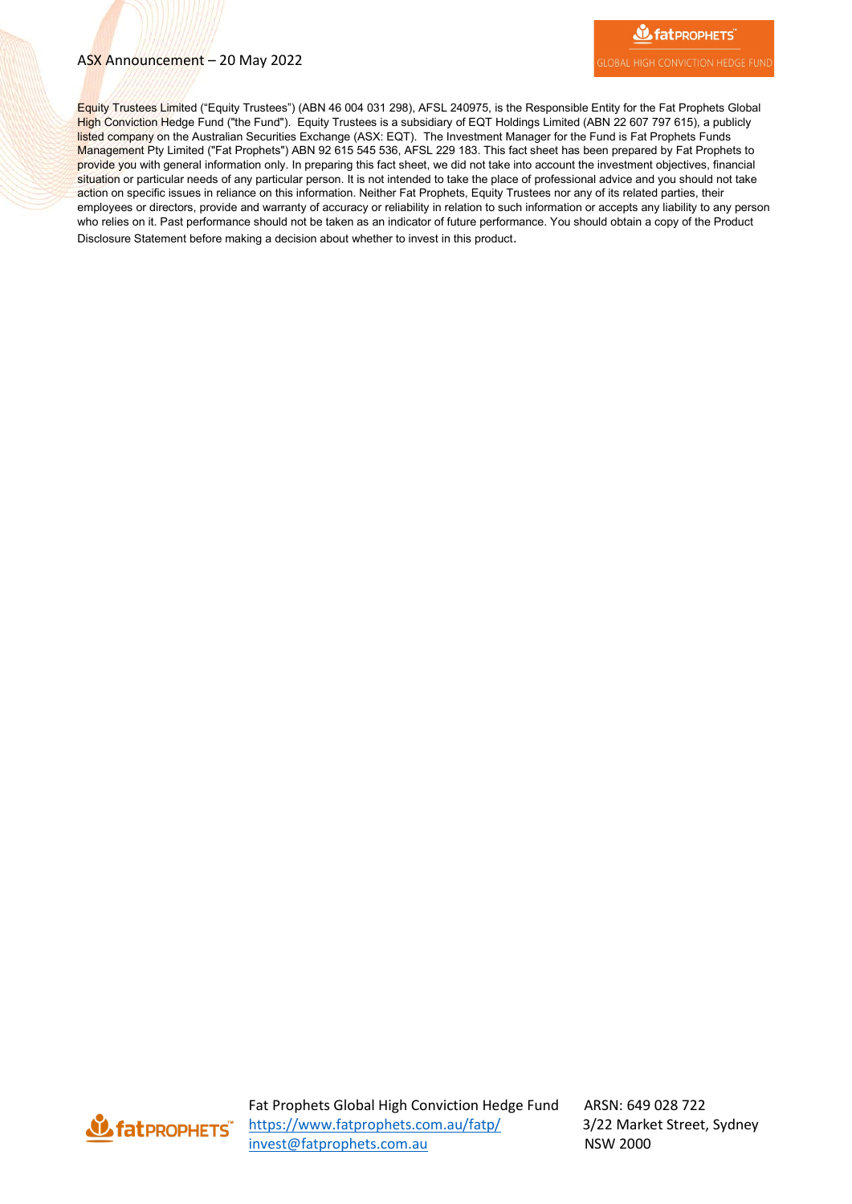Equity Trustees Limited ("Equity Trustees") (ABN 46 004 031 298), AFSL 240975, is the Responsible Entity for the Fat Prophets Global High Conviction Hedge Fund ("the Fund"). Equity Trustees is a subsidiary of EQT Holdings Limited (ABN 22 607 797 615), a publicly listed company on the Australian Securities Exchange (ASX: EQT). The Investment Manager for the Fund is Fat Prophets Funds Management Pty Limited ("Fat Prophets") ABN 92 615 545 536, AFSL 229 183. This fact sheet has been prepared by Fat Prophets to provide you with general information only. In preparing this fact sheet, we did not take into account the investment objectives, financial situation or particular needs of any particular person. It is not intended to take the place of professional advice and you should not take action on specific issues in reliance on this information. Neither Fat Prophets, Equity Trustees nor any of its related parties, their employees or directors, provide and warranty of accuracy or reliability in relation to such information or accepts any liability to any person who relies on it. Past performance should not be taken as an indicator of future performance. You should obtain a copy of the Product Disclosure Statement before making a decision about whether to invest in this product.